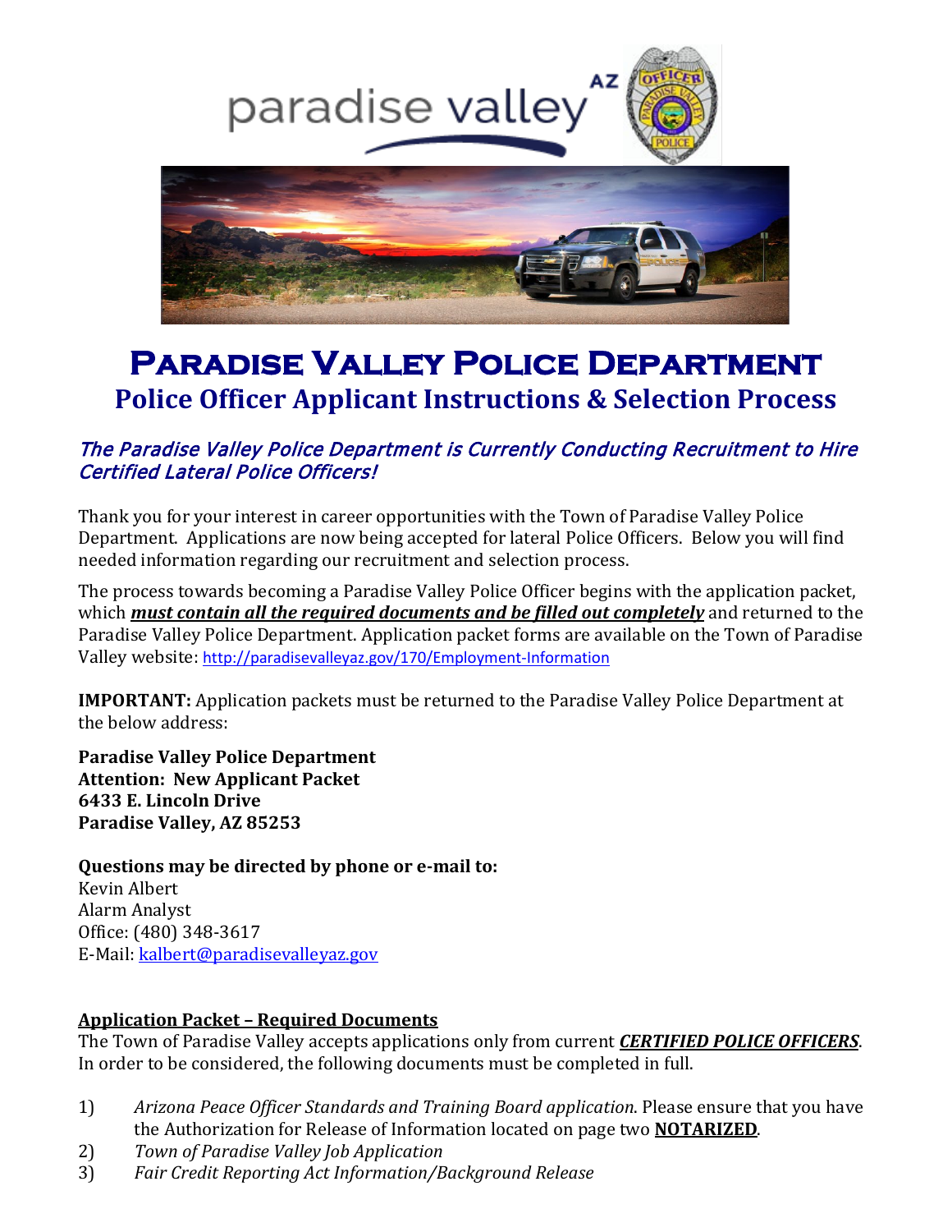# Paradise Valley Police Department

## Police Officer Applicant Instructions & Selection Process

### *The Paradise Valley Police Department is Currently Conducting Recruitment to Hire Certified Lateral Police Officers!*

Thank you for your interest in career opportunities with the Town of Paradise Valley Police Department. Applications are now being accepted for lateral Police Officers. Below you will find needed information regarding our recruitment and selection process.

The process towards becoming a Paradise Valley Police Officer begins with the application packet, which ***must contain all the required documents and be filled out completely*** and returned to the Paradise Valley Police Department. Application packet forms are available on the Town of Paradise Valley website: http://paradisevalleyaz.gov/170/Employment-Information

**IMPORTANT:** Application packets must be returned to the Paradise Valley Police Department at the below address:

**Paradise Valley Police Department**
**Attention: New Applicant Packet**
**6433 E. Lincoln Drive**
**Paradise Valley, AZ 85253**

**Questions may be directed by phone or e-mail to:**
Kevin Albert
Alarm Analyst
Office: (480) 348-3617
E-Mail: kalbert@paradisevalleyaz.gov

**Application Packet – Required Documents**

The Town of Paradise Valley accepts applications only from current ***CERTIFIED POLICE OFFICERS***. In order to be considered, the following documents must be completed in full.

1) *Arizona Peace Officer Standards and Training Board application*. Please ensure that you have the Authorization for Release of Information located on page two **NOTARIZED**.
2) *Town of Paradise Valley Job Application*
3) *Fair Credit Reporting Act Information/Background Release*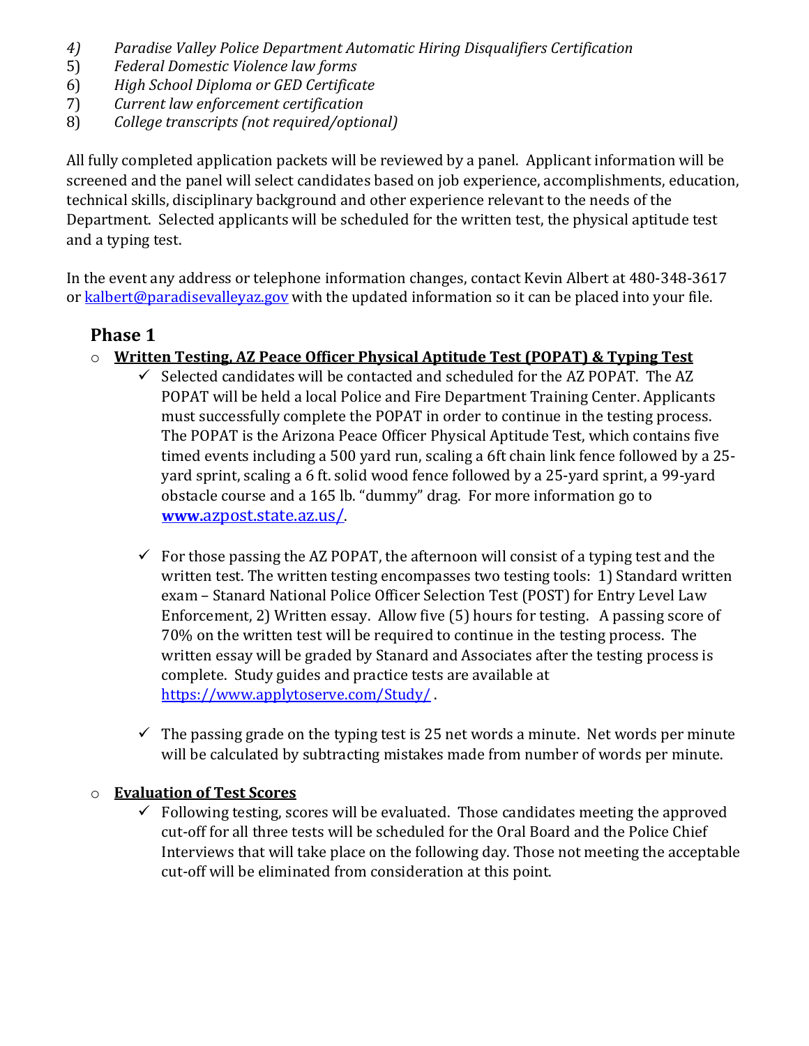4) *Paradise Valley Police Department Automatic Hiring Disqualifiers Certification*
5) *Federal Domestic Violence law forms*
6) *High School Diploma or GED Certificate*
7) *Current law enforcement certification*
8) *College transcripts (not required/optional)*

All fully completed application packets will be reviewed by a panel. Applicant information will be screened and the panel will select candidates based on job experience, accomplishments, education, technical skills, disciplinary background and other experience relevant to the needs of the Department. Selected applicants will be scheduled for the written test, the physical aptitude test and a typing test.

In the event any address or telephone information changes, contact Kevin Albert at 480-348-3617 or [kalbert@paradisevalleyaz.gov](mailto:kalbert@paradisevalleyaz.gov) with the updated information so it can be placed into your file.

## Phase 1

- **Written Testing, AZ Peace Officer Physical Aptitude Test (POPAT) & Typing Test**
  - ✓ Selected candidates will be contacted and scheduled for the AZ POPAT. The AZ POPAT will be held a local Police and Fire Department Training Center. Applicants must successfully complete the POPAT in order to continue in the testing process. The POPAT is the Arizona Peace Officer Physical Aptitude Test, which contains five timed events including a 500 yard run, scaling a 6ft chain link fence followed by a 25-yard sprint, scaling a 6 ft. solid wood fence followed by a 25-yard sprint, a 99-yard obstacle course and a 165 lb. "dummy" drag. For more information go to **[www.azpost.state.az.us/](www.azpost.state.az.us/)**.
  - ✓ For those passing the AZ POPAT, the afternoon will consist of a typing test and the written test. The written testing encompasses two testing tools: 1) Standard written exam – Stanard National Police Officer Selection Test (POST) for Entry Level Law Enforcement, 2) Written essay. Allow five (5) hours for testing. A passing score of 70% on the written test will be required to continue in the testing process. The written essay will be graded by Stanard and Associates after the testing process is complete. Study guides and practice tests are available at [https://www.applytoserve.com/Study/](https://www.applytoserve.com/Study/) .
  - ✓ The passing grade on the typing test is 25 net words a minute. Net words per minute will be calculated by subtracting mistakes made from number of words per minute.

- **Evaluation of Test Scores**
  - ✓ Following testing, scores will be evaluated. Those candidates meeting the approved cut-off for all three tests will be scheduled for the Oral Board and the Police Chief Interviews that will take place on the following day. Those not meeting the acceptable cut-off will be eliminated from consideration at this point.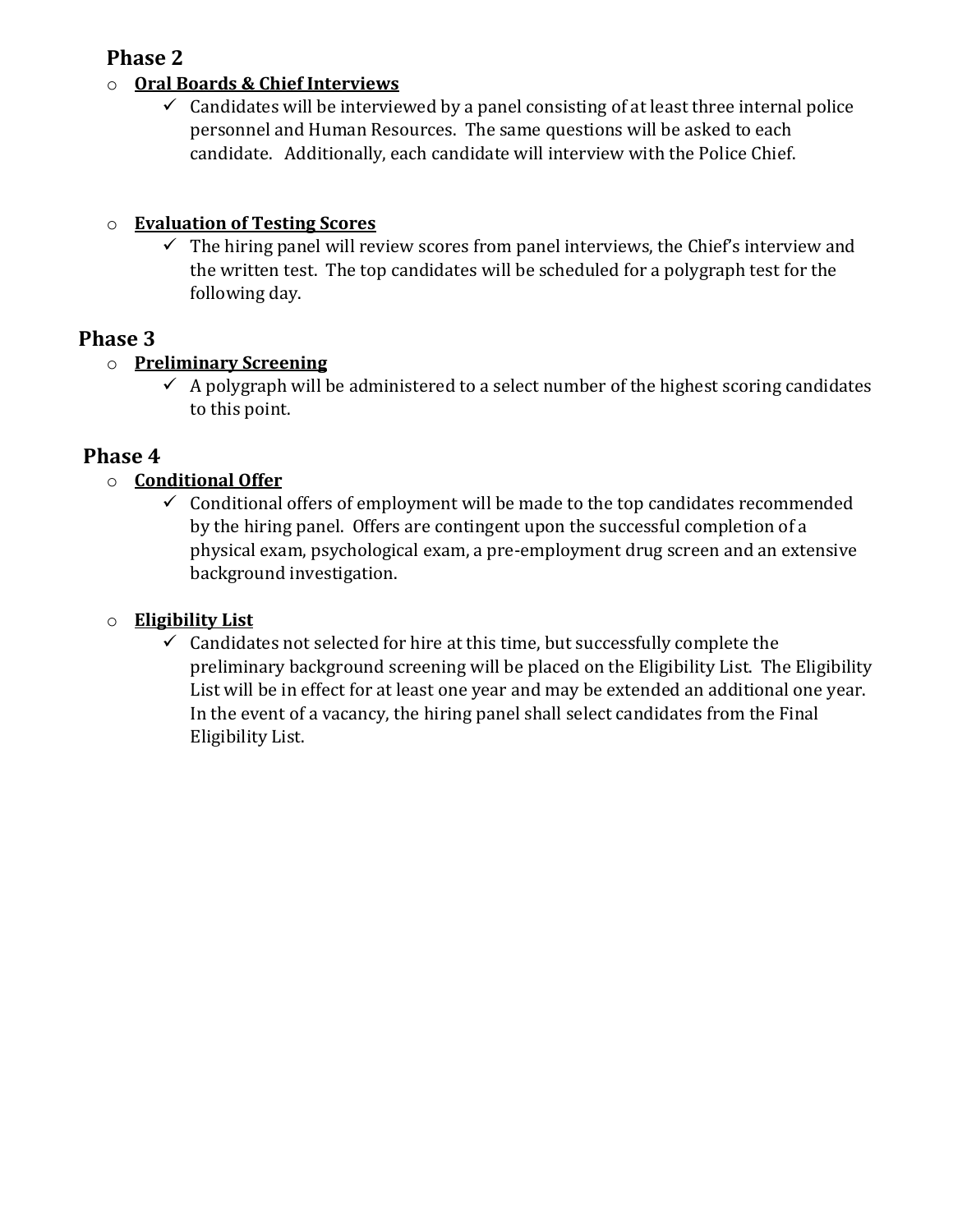## Phase 2

- **Oral Boards & Chief Interviews**
  - ✓ Candidates will be interviewed by a panel consisting of at least three internal police personnel and Human Resources. The same questions will be asked to each candidate. Additionally, each candidate will interview with the Police Chief.

- **Evaluation of Testing Scores**
  - ✓ The hiring panel will review scores from panel interviews, the Chief's interview and the written test. The top candidates will be scheduled for a polygraph test for the following day.

## Phase 3

- **Preliminary Screening**
  - ✓ A polygraph will be administered to a select number of the highest scoring candidates to this point.

## Phase 4

- **Conditional Offer**
  - ✓ Conditional offers of employment will be made to the top candidates recommended by the hiring panel. Offers are contingent upon the successful completion of a physical exam, psychological exam, a pre-employment drug screen and an extensive background investigation.

- **Eligibility List**
  - ✓ Candidates not selected for hire at this time, but successfully complete the preliminary background screening will be placed on the Eligibility List. The Eligibility List will be in effect for at least one year and may be extended an additional one year. In the event of a vacancy, the hiring panel shall select candidates from the Final Eligibility List.